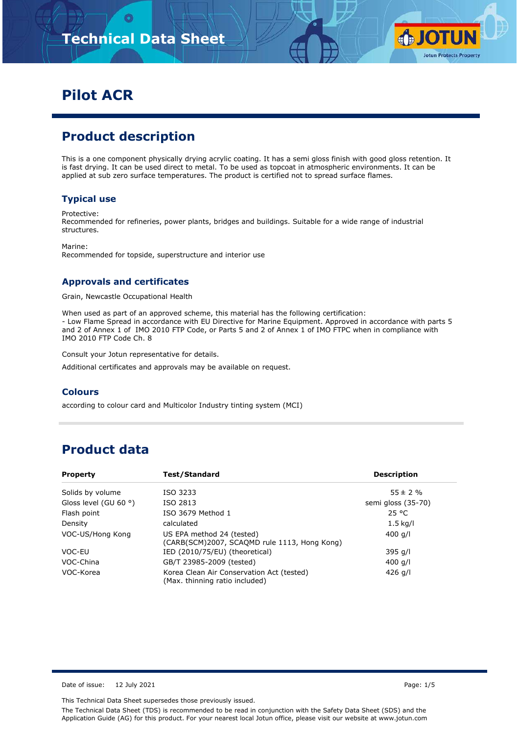# Pilot ACR

## Product description

This is a one component physically drying acrylic coating. It has a semi gloss finish with good gloss retention. It is fast drying. It can be used direct to metal. To be used as topcoat in atmospheric environments. It can be applied at sub zero surface temperatures. The product is certified not to spread surface flames.

### Typical use

Protective:
Recommended for refineries, power plants, bridges and buildings. Suitable for a wide range of industrial structures.

Marine:
Recommended for topside, superstructure and interior use

### Approvals and certificates

Grain, Newcastle Occupational Health

When used as part of an approved scheme, this material has the following certification:
- Low Flame Spread in accordance with EU Directive for Marine Equipment. Approved in accordance with parts 5 and 2 of Annex 1 of IMO 2010 FTP Code, or Parts 5 and 2 of Annex 1 of IMO FTPC when in compliance with IMO 2010 FTP Code Ch. 8

Consult your Jotun representative for details.

Additional certificates and approvals may be available on request.

### Colours

according to colour card and Multicolor Industry tinting system (MCI)

## Product data

| Property | Test/Standard | Description |
|---|---|---|
| Solids by volume | ISO 3233 | 55 ± 2 % |
| Gloss level (GU 60 °) | ISO 2813 | semi gloss (35-70) |
| Flash point | ISO 3679 Method 1 | 25 °C |
| Density | calculated | 1.5 kg/l |
| VOC-US/Hong Kong | US EPA method 24 (tested) (CARB(SCM)2007, SCAQMD rule 1113, Hong Kong) | 400 g/l |
| VOC-EU | IED (2010/75/EU) (theoretical) | 395 g/l |
| VOC-China | GB/T 23985-2009 (tested) | 400 g/l |
| VOC-Korea | Korea Clean Air Conservation Act (tested) (Max. thinning ratio included) | 426 g/l |

Date of issue: 12 July 2021

This Technical Data Sheet supersedes those previously issued.

The Technical Data Sheet (TDS) is recommended to be read in conjunction with the Safety Data Sheet (SDS) and the Application Guide (AG) for this product. For your nearest local Jotun office, please visit our website at www.jotun.com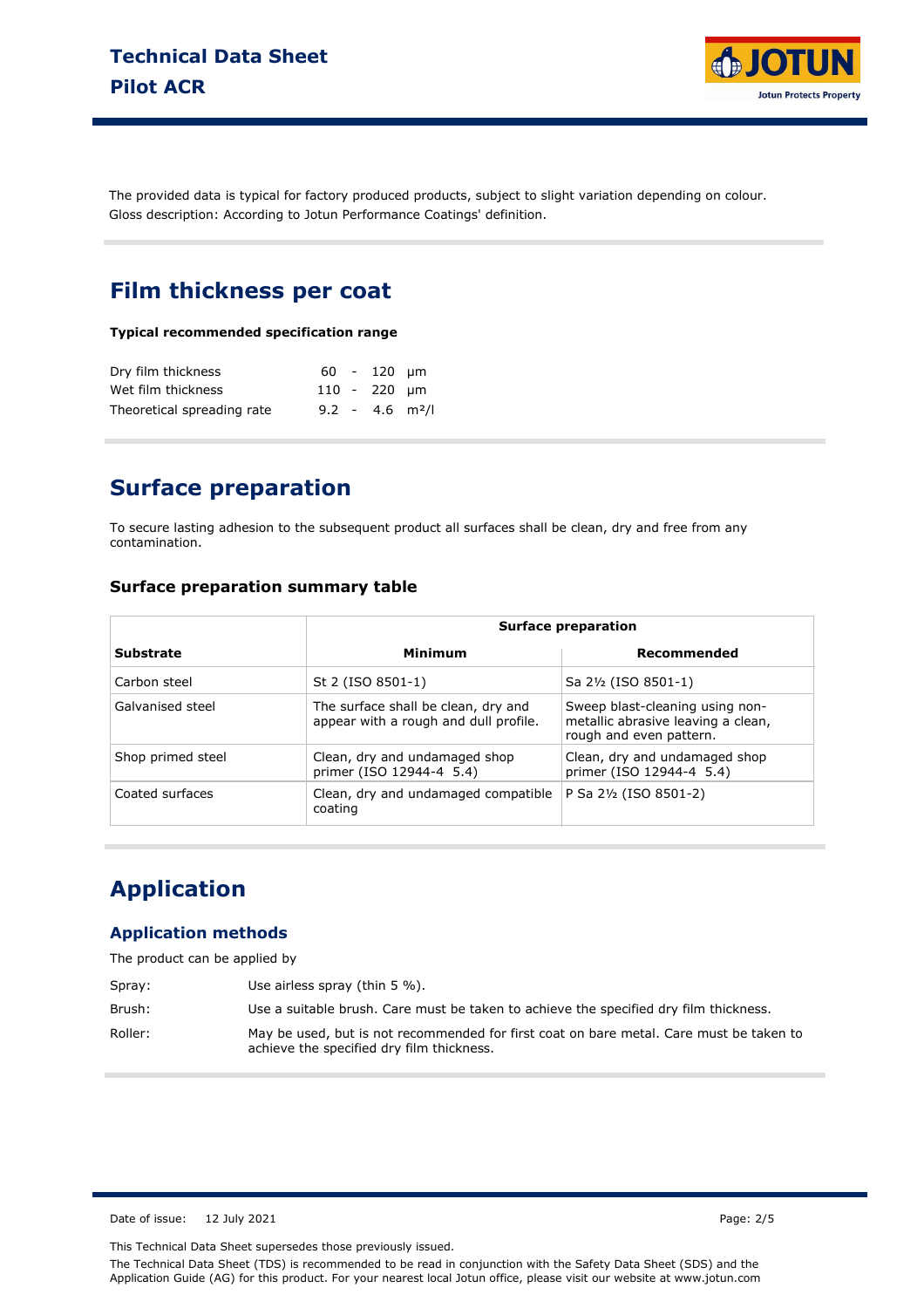The provided data is typical for factory produced products, subject to slight variation depending on colour.
Gloss description: According to Jotun Performance Coatings' definition.

## Film thickness per coat

**Typical recommended specification range**

| | | | | |
|---|---|---|---|---|
| Dry film thickness | 60 | - | 120 | µm |
| Wet film thickness | 110 | - | 220 | µm |
| Theoretical spreading rate | 9.2 | - | 4.6 | m²/l |

## Surface preparation

To secure lasting adhesion to the subsequent product all surfaces shall be clean, dry and free from any contamination.

### Surface preparation summary table

| | Surface preparation | |
|---|---|---|
| **Substrate** | **Minimum** | **Recommended** |
| Carbon steel | St 2 (ISO 8501-1) | Sa 2½ (ISO 8501-1) |
| Galvanised steel | The surface shall be clean, dry and appear with a rough and dull profile. | Sweep blast-cleaning using non-metallic abrasive leaving a clean, rough and even pattern. |
| Shop primed steel | Clean, dry and undamaged shop primer (ISO 12944-4 5.4) | Clean, dry and undamaged shop primer (ISO 12944-4 5.4) |
| Coated surfaces | Clean, dry and undamaged compatible coating | P Sa 2½ (ISO 8501-2) |

## Application

### Application methods

The product can be applied by

Spray: Use airless spray (thin 5 %).

Brush: Use a suitable brush. Care must be taken to achieve the specified dry film thickness.

Roller: May be used, but is not recommended for first coat on bare metal. Care must be taken to achieve the specified dry film thickness.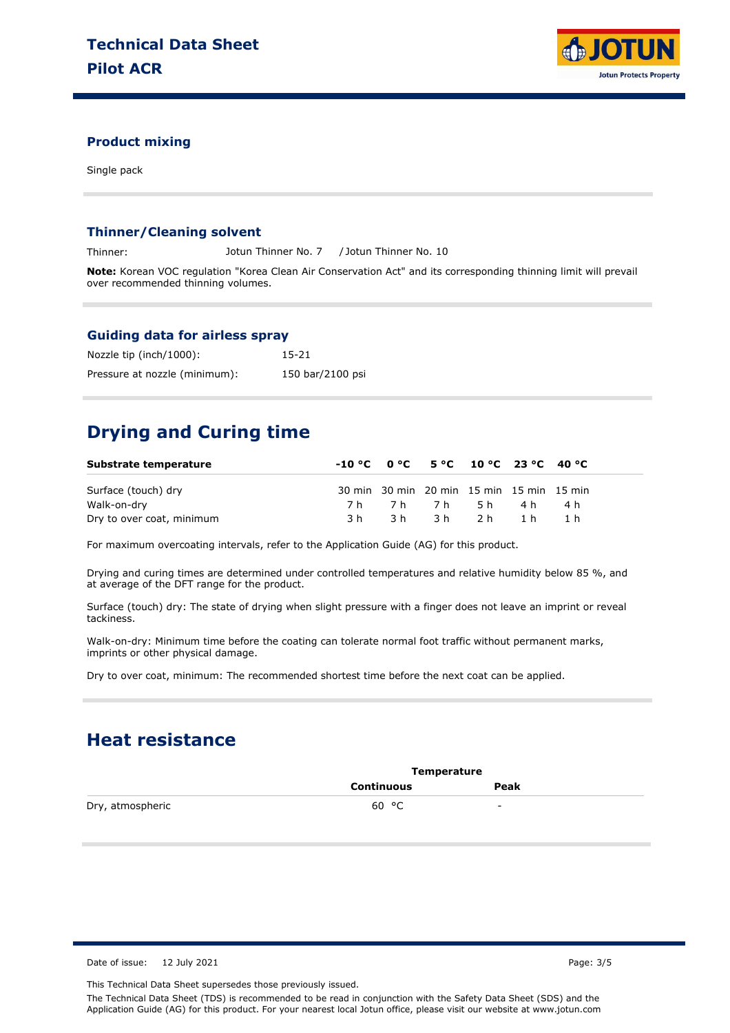### Product mixing

Single pack

### Thinner/Cleaning solvent

| | |
|---|---|
| Thinner: | Jotun Thinner No. 7 / Jotun Thinner No. 10 |

**Note:** Korean VOC regulation "Korea Clean Air Conservation Act" and its corresponding thinning limit will prevail over recommended thinning volumes.

### Guiding data for airless spray

| | |
|---|---|
| Nozzle tip (inch/1000): | 15-21 |
| Pressure at nozzle (minimum): | 150 bar/2100 psi |

## Drying and Curing time

| Substrate temperature | -10 °C | 0 °C | 5 °C | 10 °C | 23 °C | 40 °C |
|---|---|---|---|---|---|---|
| Surface (touch) dry | 30 min | 30 min | 20 min | 15 min | 15 min | 15 min |
| Walk-on-dry | 7 h | 7 h | 7 h | 5 h | 4 h | 4 h |
| Dry to over coat, minimum | 3 h | 3 h | 3 h | 2 h | 1 h | 1 h |

For maximum overcoating intervals, refer to the Application Guide (AG) for this product.

Drying and curing times are determined under controlled temperatures and relative humidity below 85 %, and at average of the DFT range for the product.

Surface (touch) dry: The state of drying when slight pressure with a finger does not leave an imprint or reveal tackiness.

Walk-on-dry: Minimum time before the coating can tolerate normal foot traffic without permanent marks, imprints or other physical damage.

Dry to over coat, minimum: The recommended shortest time before the next coat can be applied.

## Heat resistance

| | Temperature | |
|---|---|---|
| | Continuous | Peak |
| Dry, atmospheric | 60 °C | - |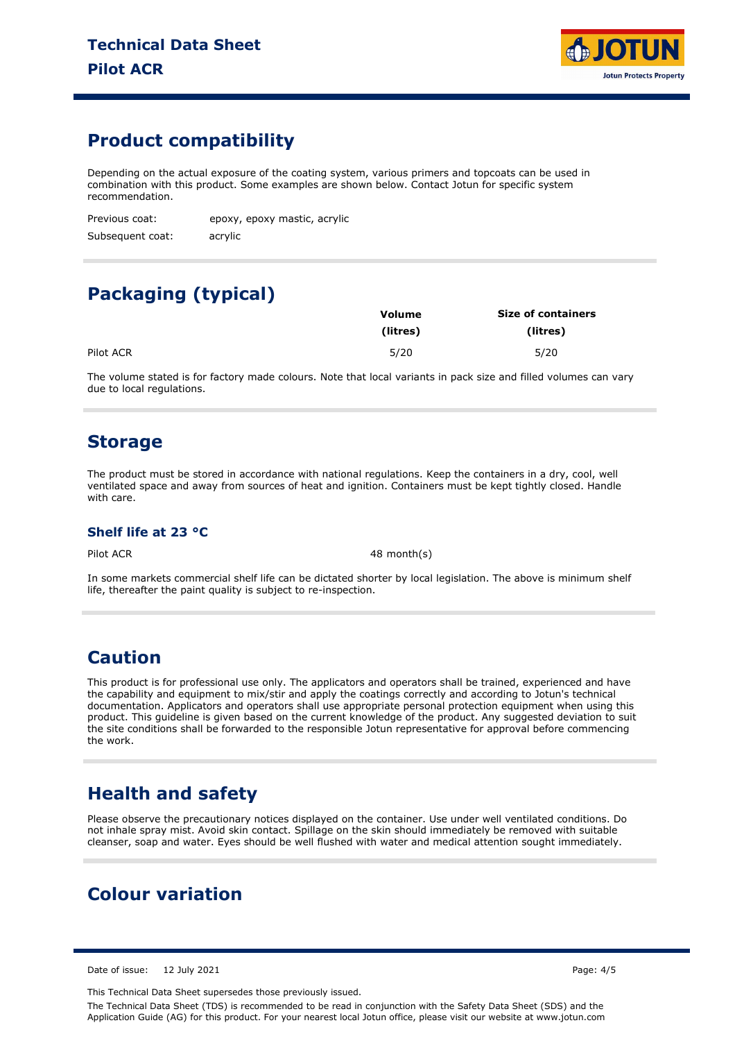## Product compatibility

Depending on the actual exposure of the coating system, various primers and topcoats can be used in combination with this product. Some examples are shown below. Contact Jotun for specific system recommendation.

Previous coat: epoxy, epoxy mastic, acrylic

Subsequent coat: acrylic

## Packaging (typical)

| | Volume (litres) | Size of containers (litres) |
|---|---|---|
| Pilot ACR | 5/20 | 5/20 |

The volume stated is for factory made colours. Note that local variants in pack size and filled volumes can vary due to local regulations.

## Storage

The product must be stored in accordance with national regulations. Keep the containers in a dry, cool, well ventilated space and away from sources of heat and ignition. Containers must be kept tightly closed. Handle with care.

### Shelf life at 23 °C

Pilot ACR 48 month(s)

In some markets commercial shelf life can be dictated shorter by local legislation. The above is minimum shelf life, thereafter the paint quality is subject to re-inspection.

## Caution

This product is for professional use only. The applicators and operators shall be trained, experienced and have the capability and equipment to mix/stir and apply the coatings correctly and according to Jotun's technical documentation. Applicators and operators shall use appropriate personal protection equipment when using this product. This guideline is given based on the current knowledge of the product. Any suggested deviation to suit the site conditions shall be forwarded to the responsible Jotun representative for approval before commencing the work.

## Health and safety

Please observe the precautionary notices displayed on the container. Use under well ventilated conditions. Do not inhale spray mist. Avoid skin contact. Spillage on the skin should immediately be removed with suitable cleanser, soap and water. Eyes should be well flushed with water and medical attention sought immediately.

## Colour variation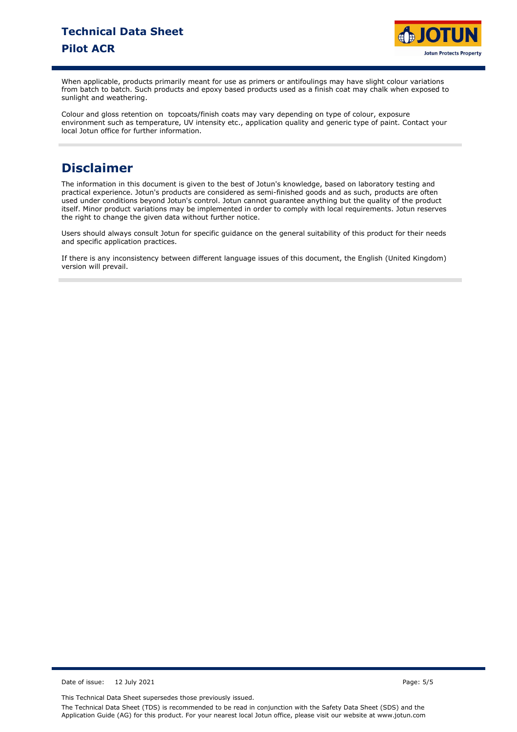When applicable, products primarily meant for use as primers or antifoulings may have slight colour variations from batch to batch. Such products and epoxy based products used as a finish coat may chalk when exposed to sunlight and weathering.

Colour and gloss retention on  topcoats/finish coats may vary depending on type of colour, exposure environment such as temperature, UV intensity etc., application quality and generic type of paint. Contact your local Jotun office for further information.

## Disclaimer

The information in this document is given to the best of Jotun's knowledge, based on laboratory testing and practical experience. Jotun's products are considered as semi-finished goods and as such, products are often used under conditions beyond Jotun's control. Jotun cannot guarantee anything but the quality of the product itself. Minor product variations may be implemented in order to comply with local requirements. Jotun reserves the right to change the given data without further notice.

Users should always consult Jotun for specific guidance on the general suitability of this product for their needs and specific application practices.

If there is any inconsistency between different language issues of this document, the English (United Kingdom) version will prevail.